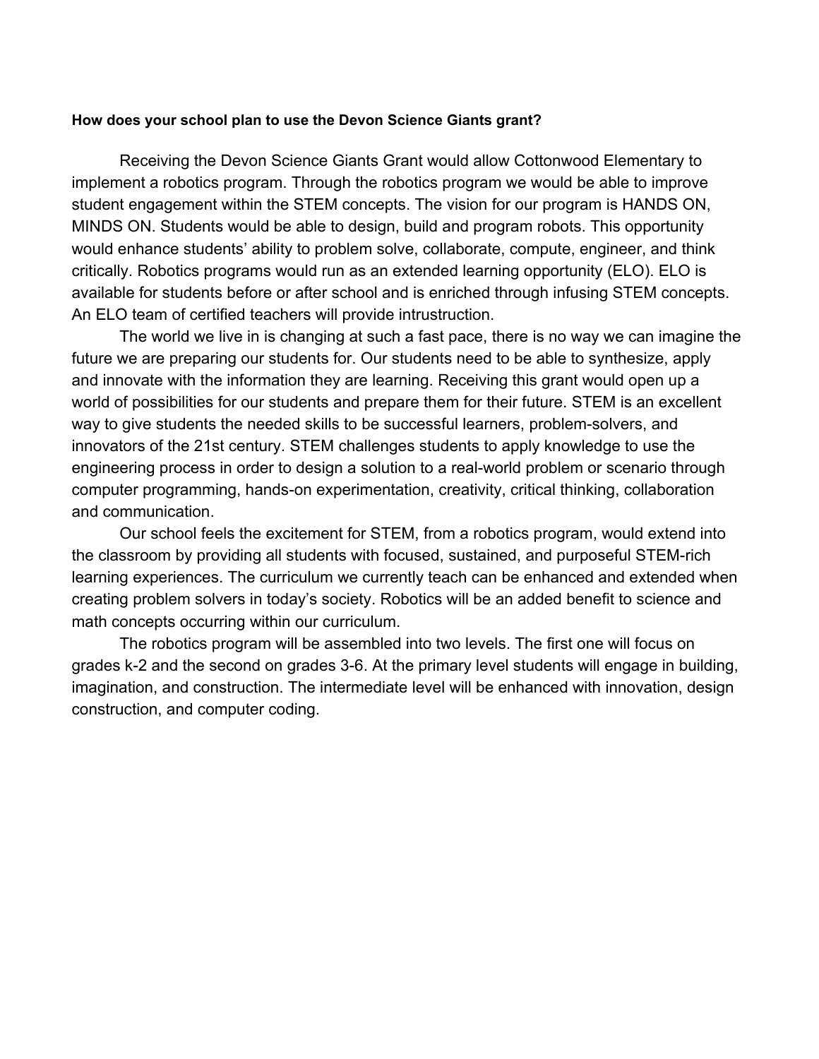**How does your school plan to use the Devon Science Giants grant?**

Receiving the Devon Science Giants Grant would allow Cottonwood Elementary to implement a robotics program. Through the robotics program we would be able to improve student engagement within the STEM concepts. The vision for our program is HANDS ON, MINDS ON. Students would be able to design, build and program robots. This opportunity would enhance students' ability to problem solve, collaborate, compute, engineer, and think critically. Robotics programs would run as an extended learning opportunity (ELO). ELO is available for students before or after school and is enriched through infusing STEM concepts. An ELO team of certified teachers will provide intrustruction.

The world we live in is changing at such a fast pace, there is no way we can imagine the future we are preparing our students for. Our students need to be able to synthesize, apply and innovate with the information they are learning. Receiving this grant would open up a world of possibilities for our students and prepare them for their future. STEM is an excellent way to give students the needed skills to be successful learners, problem-solvers, and innovators of the 21st century. STEM challenges students to apply knowledge to use the engineering process in order to design a solution to a real-world problem or scenario through computer programming, hands-on experimentation, creativity, critical thinking, collaboration and communication.

Our school feels the excitement for STEM, from a robotics program, would extend into the classroom by providing all students with focused, sustained, and purposeful STEM-rich learning experiences. The curriculum we currently teach can be enhanced and extended when creating problem solvers in today's society. Robotics will be an added benefit to science and math concepts occurring within our curriculum.

The robotics program will be assembled into two levels. The first one will focus on grades k-2 and the second on grades 3-6. At the primary level students will engage in building, imagination, and construction. The intermediate level will be enhanced with innovation, design construction, and computer coding.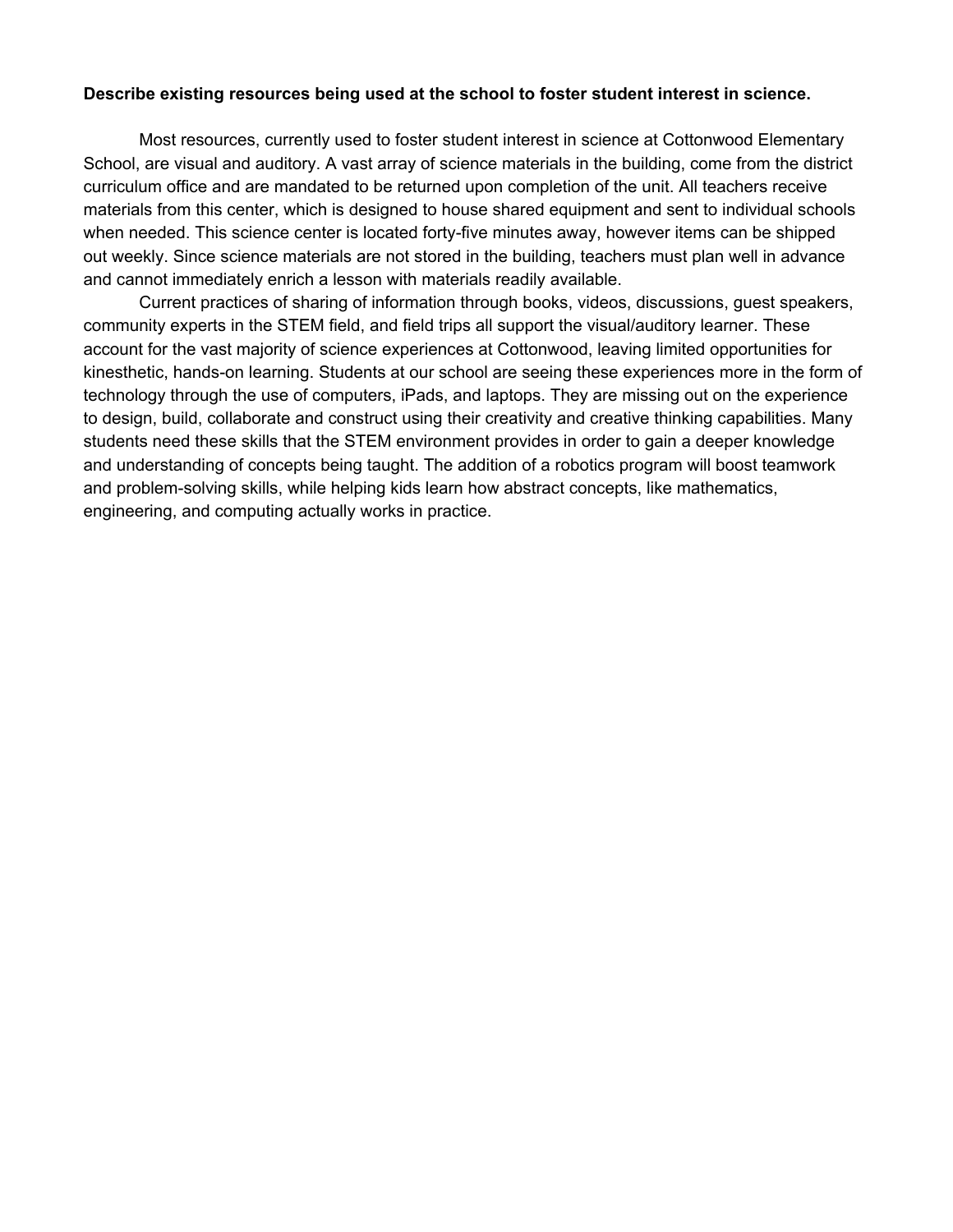**Describe existing resources being used at the school to foster student interest in science.**

Most resources, currently used to foster student interest in science at Cottonwood Elementary School, are visual and auditory. A vast array of science materials in the building, come from the district curriculum office and are mandated to be returned upon completion of the unit. All teachers receive materials from this center, which is designed to house shared equipment and sent to individual schools when needed. This science center is located forty-five minutes away, however items can be shipped out weekly. Since science materials are not stored in the building, teachers must plan well in advance and cannot immediately enrich a lesson with materials readily available.

Current practices of sharing of information through books, videos, discussions, guest speakers, community experts in the STEM field, and field trips all support the visual/auditory learner. These account for the vast majority of science experiences at Cottonwood, leaving limited opportunities for kinesthetic, hands-on learning. Students at our school are seeing these experiences more in the form of technology through the use of computers, iPads, and laptops. They are missing out on the experience to design, build, collaborate and construct using their creativity and creative thinking capabilities. Many students need these skills that the STEM environment provides in order to gain a deeper knowledge and understanding of concepts being taught. The addition of a robotics program will boost teamwork and problem-solving skills, while helping kids learn how abstract concepts, like mathematics, engineering, and computing actually works in practice.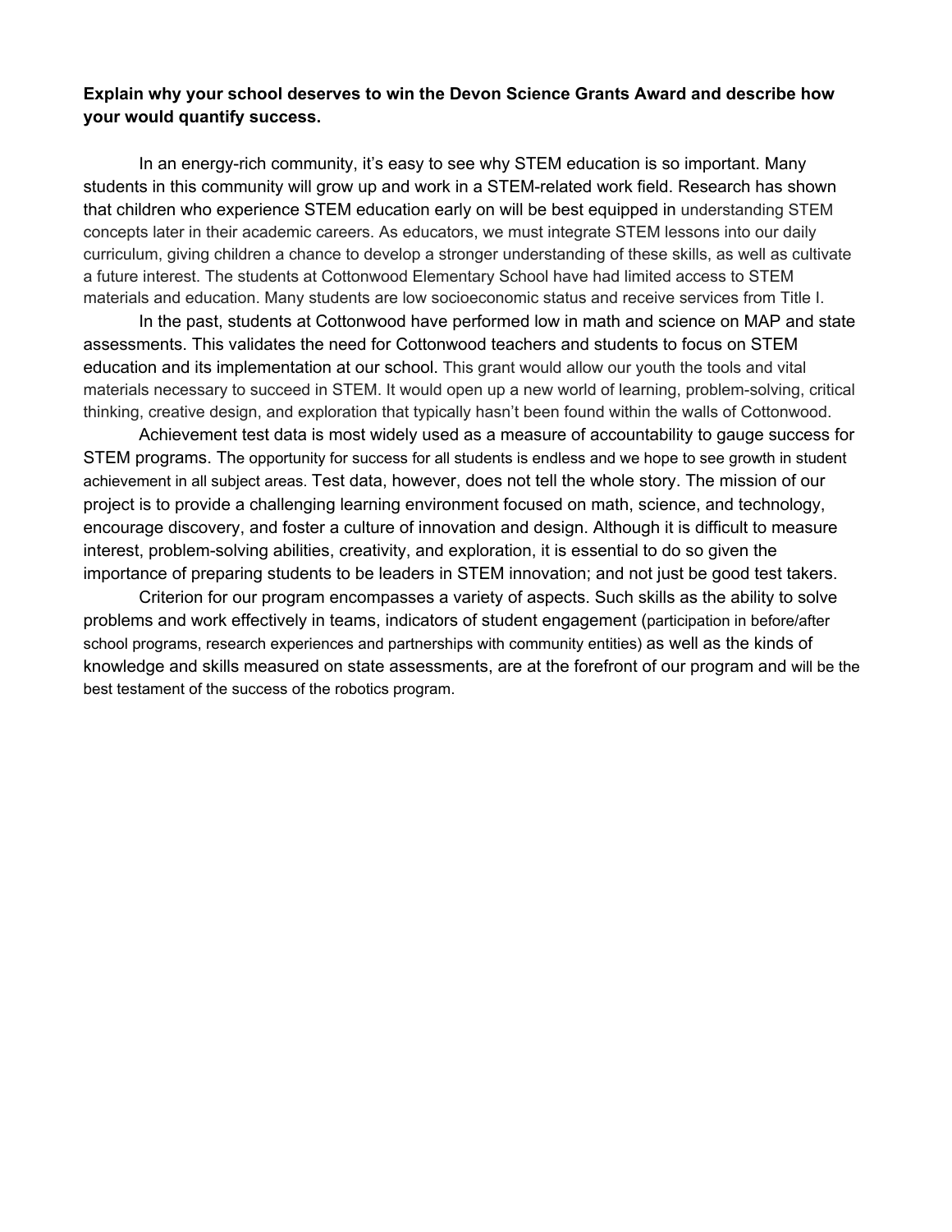**Explain why your school deserves to win the Devon Science Grants Award and describe how your would quantify success.**

In an energy-rich community, it's easy to see why STEM education is so important. Many students in this community will grow up and work in a STEM-related work field. Research has shown that children who experience STEM education early on will be best equipped in understanding STEM concepts later in their academic careers. As educators, we must integrate STEM lessons into our daily curriculum, giving children a chance to develop a stronger understanding of these skills, as well as cultivate a future interest. The students at Cottonwood Elementary School have had limited access to STEM materials and education. Many students are low socioeconomic status and receive services from Title I.

In the past, students at Cottonwood have performed low in math and science on MAP and state assessments. This validates the need for Cottonwood teachers and students to focus on STEM education and its implementation at our school. This grant would allow our youth the tools and vital materials necessary to succeed in STEM. It would open up a new world of learning, problem-solving, critical thinking, creative design, and exploration that typically hasn't been found within the walls of Cottonwood.

Achievement test data is most widely used as a measure of accountability to gauge success for STEM programs. The opportunity for success for all students is endless and we hope to see growth in student achievement in all subject areas. Test data, however, does not tell the whole story. The mission of our project is to provide a challenging learning environment focused on math, science, and technology, encourage discovery, and foster a culture of innovation and design. Although it is difficult to measure interest, problem-solving abilities, creativity, and exploration, it is essential to do so given the importance of preparing students to be leaders in STEM innovation; and not just be good test takers.

Criterion for our program encompasses a variety of aspects. Such skills as the ability to solve problems and work effectively in teams, indicators of student engagement (participation in before/after school programs, research experiences and partnerships with community entities) as well as the kinds of knowledge and skills measured on state assessments, are at the forefront of our program and will be the best testament of the success of the robotics program.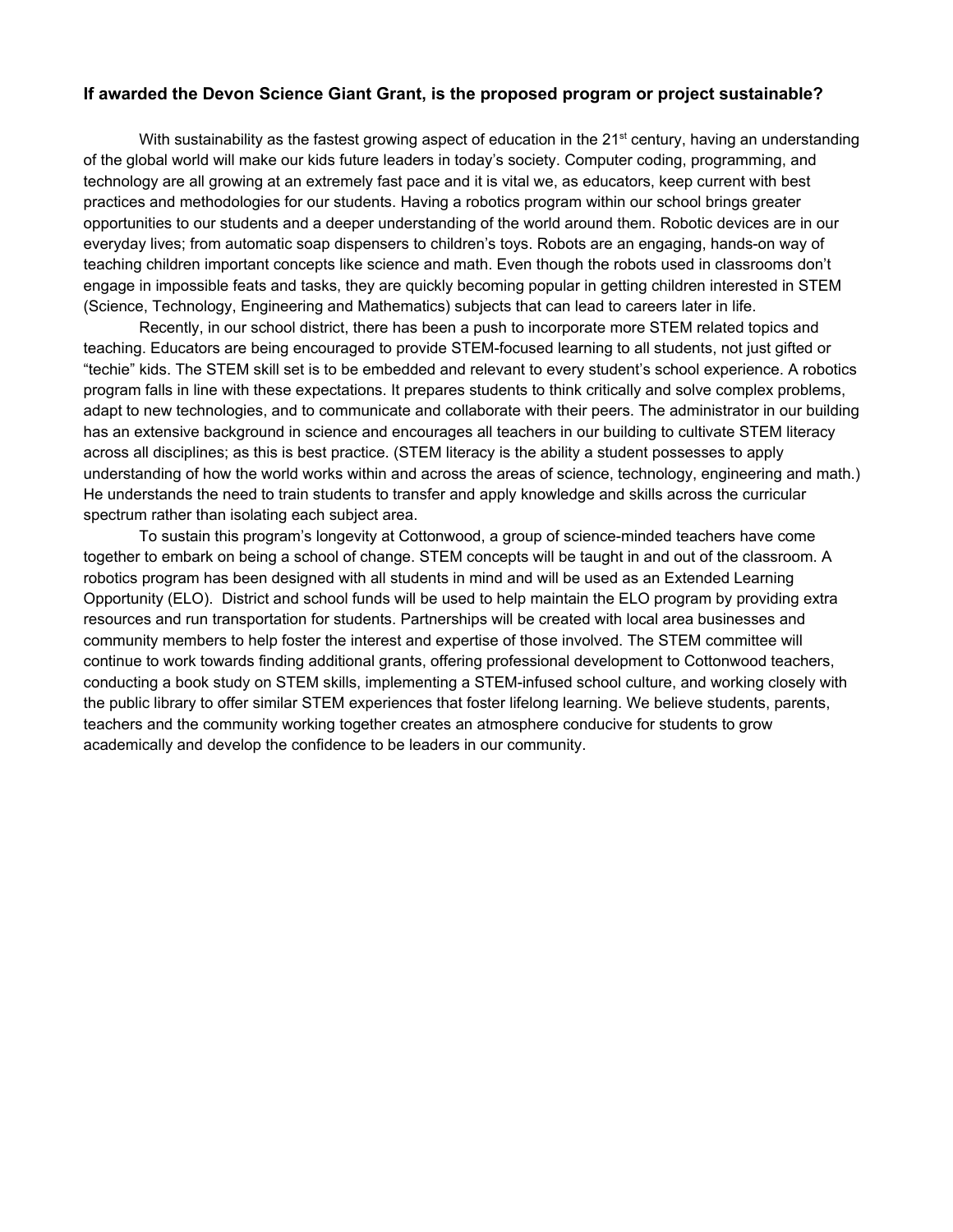**If awarded the Devon Science Giant Grant, is the proposed program or project sustainable?**

With sustainability as the fastest growing aspect of education in the 21st century, having an understanding of the global world will make our kids future leaders in today's society. Computer coding, programming, and technology are all growing at an extremely fast pace and it is vital we, as educators, keep current with best practices and methodologies for our students. Having a robotics program within our school brings greater opportunities to our students and a deeper understanding of the world around them. Robotic devices are in our everyday lives; from automatic soap dispensers to children's toys. Robots are an engaging, hands-on way of teaching children important concepts like science and math. Even though the robots used in classrooms don't engage in impossible feats and tasks, they are quickly becoming popular in getting children interested in STEM (Science, Technology, Engineering and Mathematics) subjects that can lead to careers later in life.

Recently, in our school district, there has been a push to incorporate more STEM related topics and teaching. Educators are being encouraged to provide STEM-focused learning to all students, not just gifted or "techie" kids. The STEM skill set is to be embedded and relevant to every student's school experience. A robotics program falls in line with these expectations. It prepares students to think critically and solve complex problems, adapt to new technologies, and to communicate and collaborate with their peers. The administrator in our building has an extensive background in science and encourages all teachers in our building to cultivate STEM literacy across all disciplines; as this is best practice. (STEM literacy is the ability a student possesses to apply understanding of how the world works within and across the areas of science, technology, engineering and math.) He understands the need to train students to transfer and apply knowledge and skills across the curricular spectrum rather than isolating each subject area.

To sustain this program's longevity at Cottonwood, a group of science-minded teachers have come together to embark on being a school of change. STEM concepts will be taught in and out of the classroom. A robotics program has been designed with all students in mind and will be used as an Extended Learning Opportunity (ELO). District and school funds will be used to help maintain the ELO program by providing extra resources and run transportation for students. Partnerships will be created with local area businesses and community members to help foster the interest and expertise of those involved. The STEM committee will continue to work towards finding additional grants, offering professional development to Cottonwood teachers, conducting a book study on STEM skills, implementing a STEM-infused school culture, and working closely with the public library to offer similar STEM experiences that foster lifelong learning. We believe students, parents, teachers and the community working together creates an atmosphere conducive for students to grow academically and develop the confidence to be leaders in our community.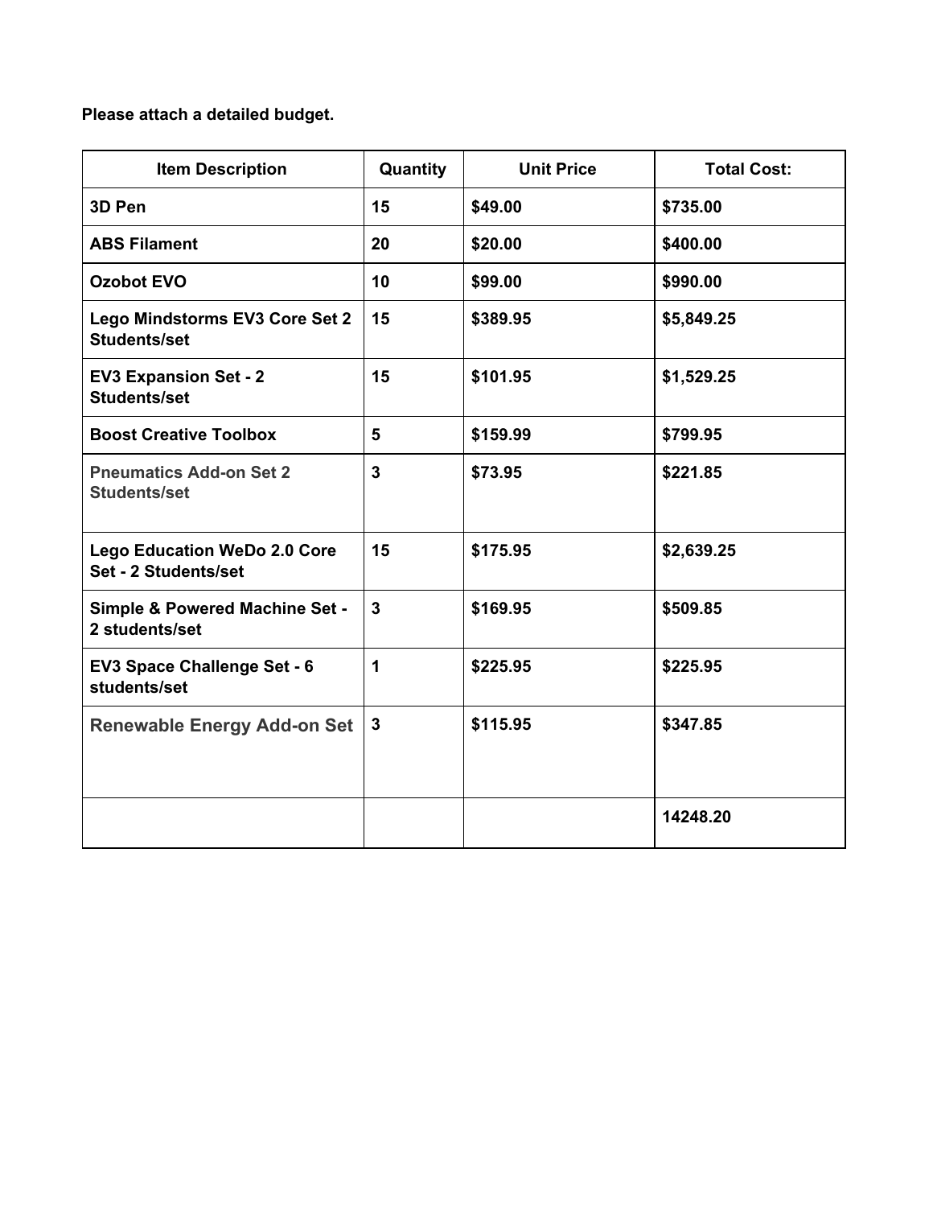**Please attach a detailed budget.**

| Item Description | Quantity | Unit Price | Total Cost: |
|---|---|---|---|
| **3D Pen** | **15** | **$49.00** | **$735.00** |
| **ABS Filament** | **20** | **$20.00** | **$400.00** |
| **Ozobot EVO** | **10** | **$99.00** | **$990.00** |
| **Lego Mindstorms EV3 Core Set 2 Students/set** | **15** | **$389.95** | **$5,849.25** |
| **EV3 Expansion Set - 2 Students/set** | **15** | **$101.95** | **$1,529.25** |
| **Boost Creative Toolbox** | **5** | **$159.99** | **$799.95** |
| **Pneumatics Add-on Set 2 Students/set** | **3** | **$73.95** | **$221.85** |
| **Lego Education WeDo 2.0 Core Set - 2 Students/set** | **15** | **$175.95** | **$2,639.25** |
| **Simple & Powered Machine Set - 2 students/set** | **3** | **$169.95** | **$509.85** |
| **EV3 Space Challenge Set - 6 students/set** | **1** | **$225.95** | **$225.95** |
| **Renewable Energy Add-on Set** | **3** | **$115.95** | **$347.85** |
| | | | **14248.20** |